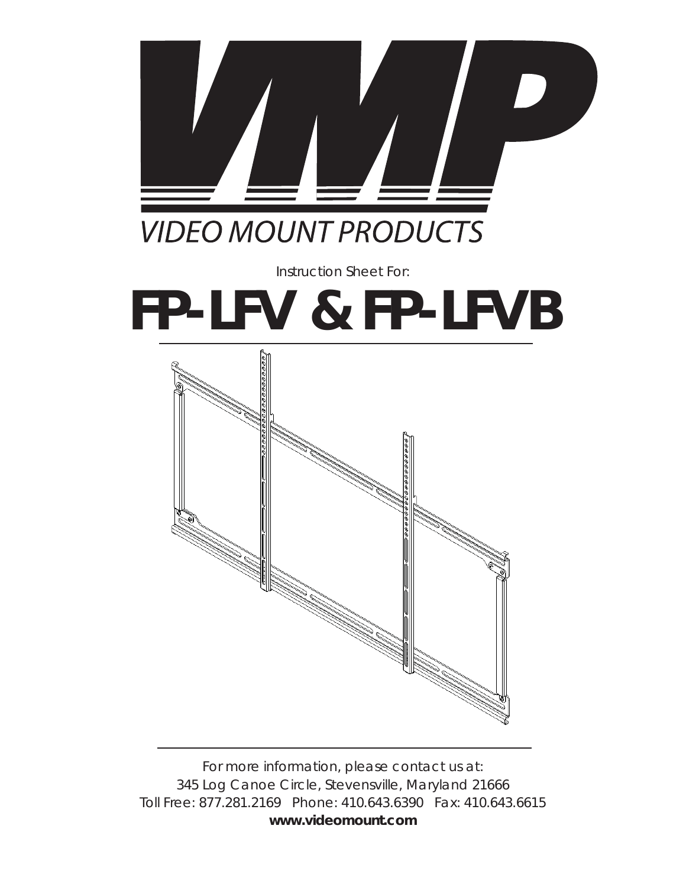# VMP

VIDEO MOUNT PRODUCTS

Instruction Sheet For:

# FP-LFV & FP-LFVB

For more information, please contact us at:
345 Log Canoe Circle, Stevensville, Maryland 21666
Toll Free: 877.281.2169   Phone: 410.643.6390   Fax: 410.643.6615
**www.videomount.com**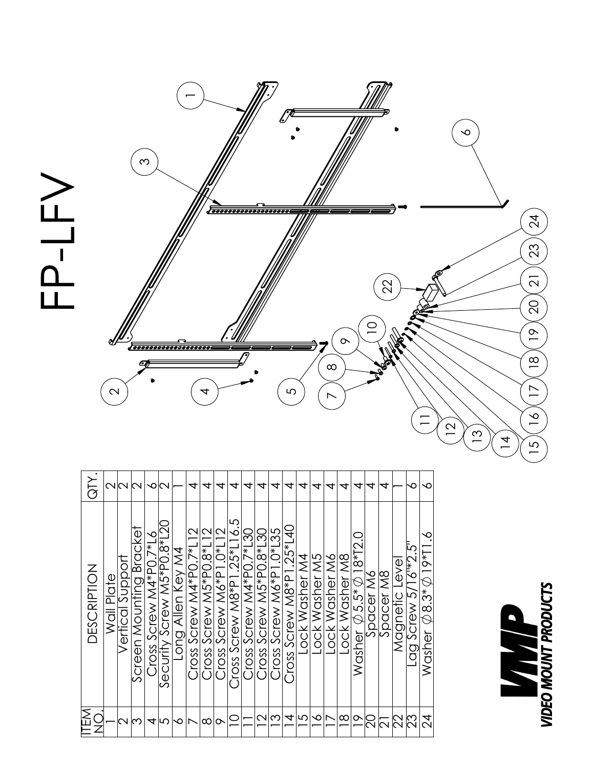# FP-LFV

| ITEM NO. | DESCRIPTION | QTY. |
|---|---|---|
| 1 | Wall Plate | 2 |
| 2 | Vertical Support | 2 |
| 3 | Screen Mounting Bracket | 2 |
| 4 | Cross Screw M4*P0.7*L6 | 6 |
| 5 | Security Screw M5*P0.8*L20 | 2 |
| 6 | Long Allen Key M4 | 1 |
| 7 | Cross Screw M4*P0.7*L12 | 4 |
| 8 | Cross Screw M5*P0.8*L12 | 4 |
| 9 | Cross Screw M6*P1.0*L12 | 4 |
| 10 | Cross Screw M8*P1.25*L16.5 | 4 |
| 11 | Cross Screw M4*P0.7*L30 | 4 |
| 12 | Cross Screw M5*P0.8*L30 | 4 |
| 13 | Cross Screw M6*P1.0*L35 | 4 |
| 14 | Cross Screw M8*P1.25*L40 | 4 |
| 15 | Lock Washer M4 | 4 |
| 16 | Lock Washer M5 | 4 |
| 17 | Lock Washer M6 | 4 |
| 18 | Lock Washer M8 | 4 |
| 19 | Washer Ø5.5*Ø18*T2.0 | 4 |
| 20 | Spacer M6 | 4 |
| 21 | Spacer M8 | 4 |
| 22 | Magnetic Level | 1 |
| 23 | Lag Screw 5/16"*2.5" | 6 |
| 24 | Washer Ø8.3*Ø19*T1.6 | 6 |

VMP VIDEO MOUNT PRODUCTS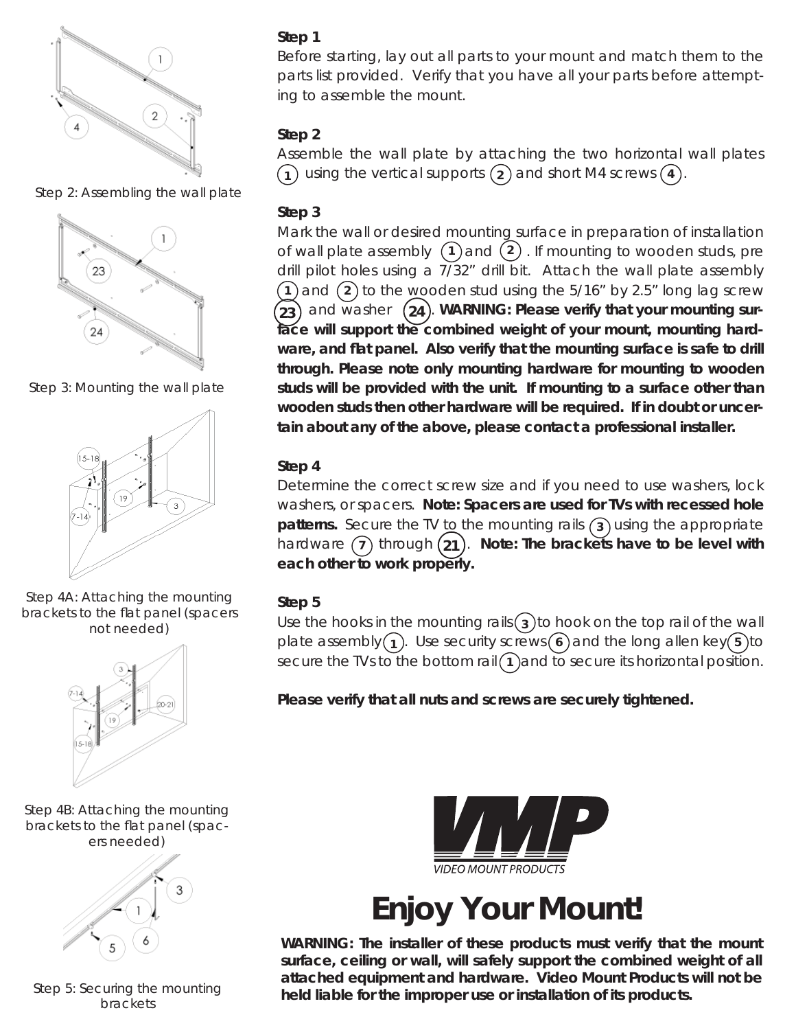Step 2: Assembling the wall plate

Step 3: Mounting the wall plate

Step 4A: Attaching the mounting brackets to the flat panel (spacers not needed)

Step 4B: Attaching the mounting brackets to the flat panel (spacers needed)

Step 5: Securing the mounting brackets

**Step 1**

Before starting, lay out all parts to your mount and match them to the parts list provided. Verify that you have all your parts before attempting to assemble the mount.

**Step 2**

Assemble the wall plate by attaching the two horizontal wall plates (1) using the vertical supports (2) and short M4 screws (4).

**Step 3**

Mark the wall or desired mounting surface in preparation of installation of wall plate assembly (1) and (2). If mounting to wooden studs, pre drill pilot holes using a 7/32" drill bit. Attach the wall plate assembly (1) and (2) to the wooden stud using the 5/16" by 2.5" long lag screw (23) and washer (24). **WARNING: Please verify that your mounting surface will support the combined weight of your mount, mounting hardware, and flat panel. Also verify that the mounting surface is safe to drill through. Please note only mounting hardware for mounting to wooden studs will be provided with the unit. If mounting to a surface other than wooden studs then other hardware will be required. If in doubt or uncertain about any of the above, please contact a professional installer.**

**Step 4**

Determine the correct screw size and if you need to use washers, lock washers, or spacers. **Note: Spacers are used for TVs with recessed hole patterns.** Secure the TV to the mounting rails (3) using the appropriate hardware (7) through (21). **Note: The brackets have to be level with each other to work properly.**

**Step 5**

Use the hooks in the mounting rails (3) to hook on the top rail of the wall plate assembly (1). Use security screws (6) and the long allen key (5) to secure the TVs to the bottom rail (1) and to secure its horizontal position.

**Please verify that all nuts and screws are securely tightened.**

VMP
VIDEO MOUNT PRODUCTS

# Enjoy Your Mount!

**WARNING: The installer of these products must verify that the mount surface, ceiling or wall, will safely support the combined weight of all attached equipment and hardware. Video Mount Products will not be held liable for the improper use or installation of its products.**